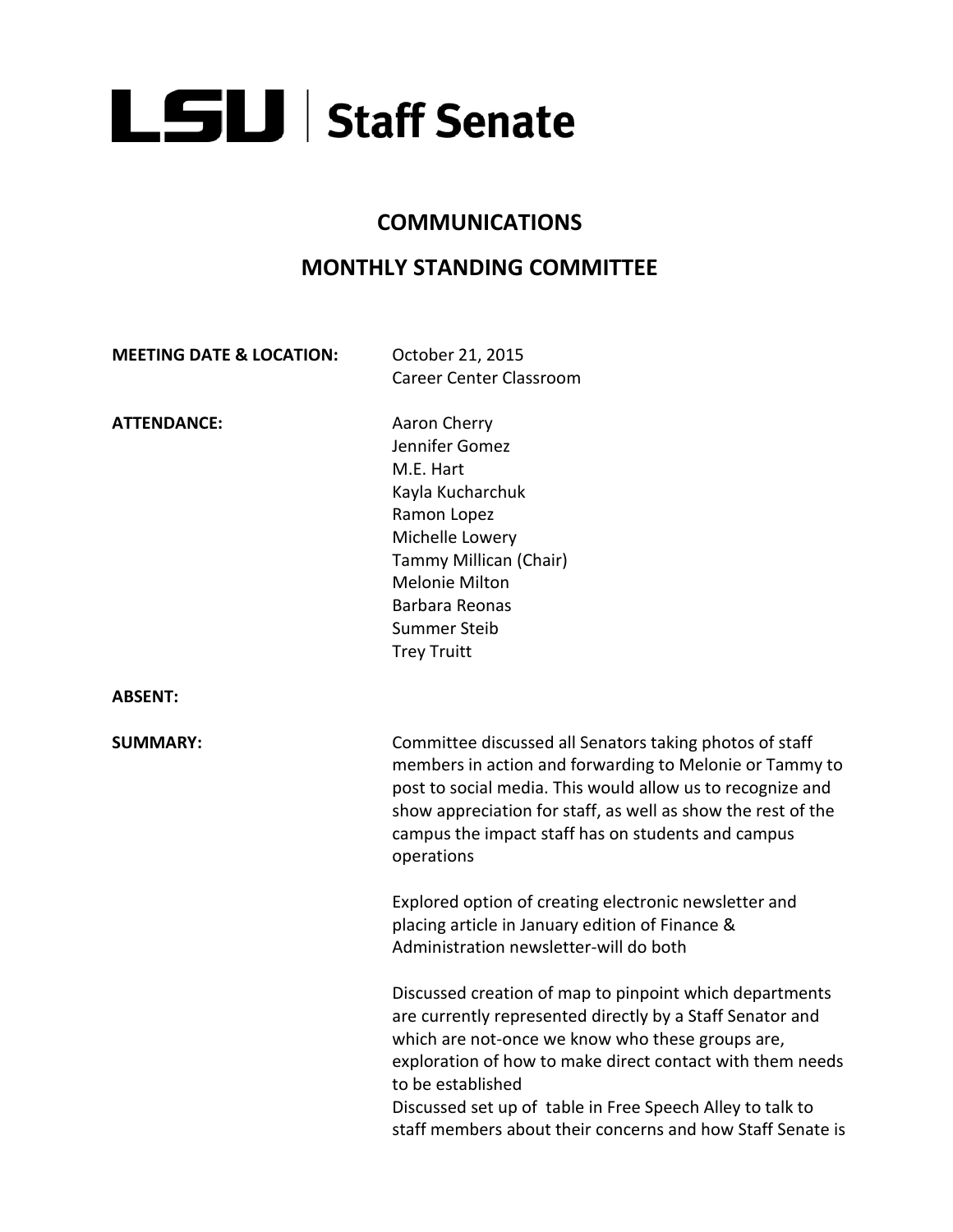# LSU | Staff Senate

## COMMUNICATIONS

## MONTHLY STANDING COMMITTEE

**MEETING DATE & LOCATION:** October 21, 2015
Career Center Classroom

**ATTENDANCE:**
Aaron Cherry
Jennifer Gomez
M.E. Hart
Kayla Kucharchuk
Ramon Lopez
Michelle Lowery
Tammy Millican (Chair)
Melonie Milton
Barbara Reonas
Summer Steib
Trey Truitt

**ABSENT:**

**SUMMARY:**

Committee discussed all Senators taking photos of staff members in action and forwarding to Melonie or Tammy to post to social media. This would allow us to recognize and show appreciation for staff, as well as show the rest of the campus the impact staff has on students and campus operations

Explored option of creating electronic newsletter and placing article in January edition of Finance & Administration newsletter-will do both

Discussed creation of map to pinpoint which departments are currently represented directly by a Staff Senator and which are not-once we know who these groups are, exploration of how to make direct contact with them needs to be established
Discussed set up of table in Free Speech Alley to talk to staff members about their concerns and how Staff Senate is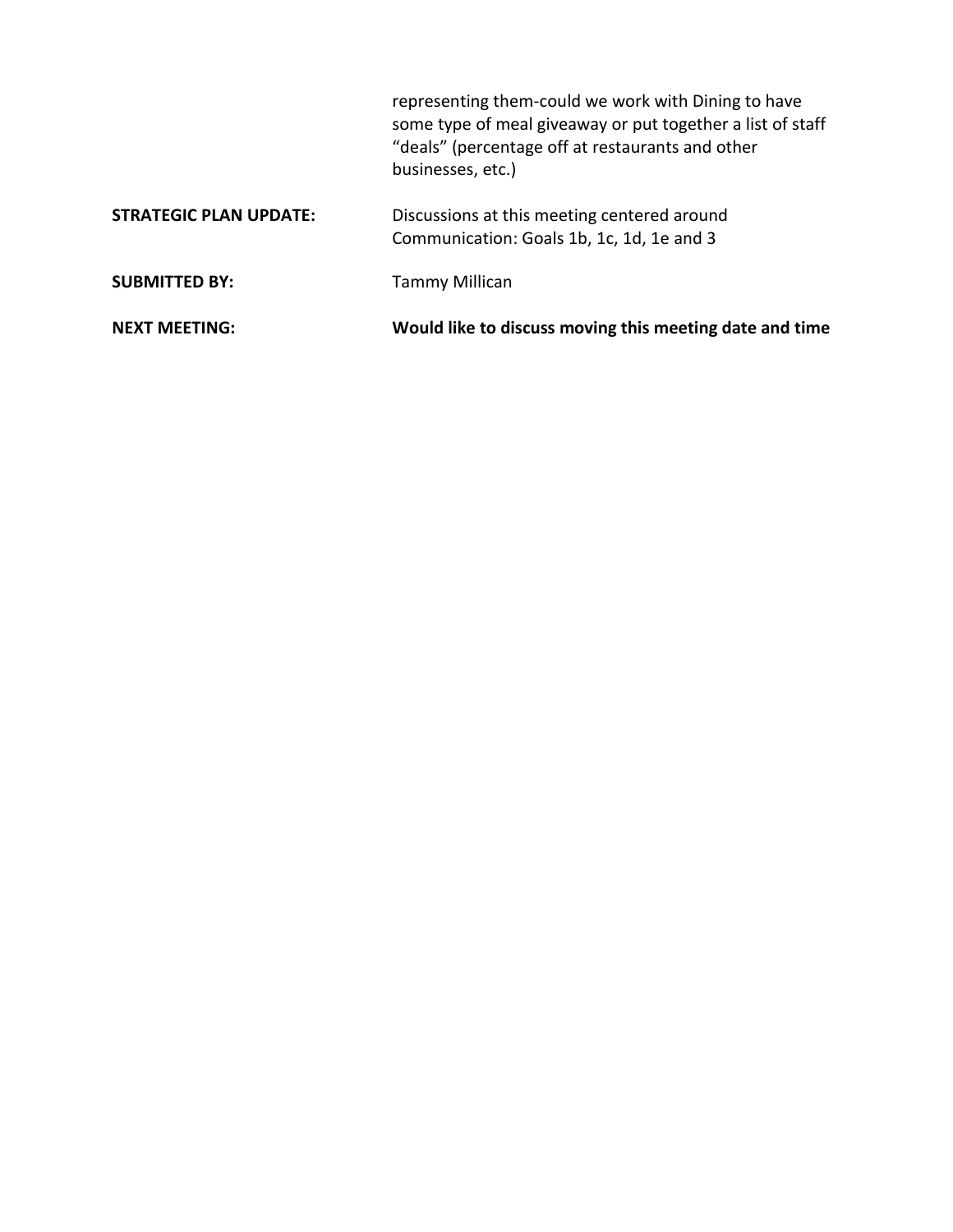representing them-could we work with Dining to have some type of meal giveaway or put together a list of staff "deals" (percentage off at restaurants and other businesses, etc.)

**STRATEGIC PLAN UPDATE:** Discussions at this meeting centered around Communication: Goals 1b, 1c, 1d, 1e and 3

**SUBMITTED BY:** Tammy Millican

**NEXT MEETING:** **Would like to discuss moving this meeting date and time**